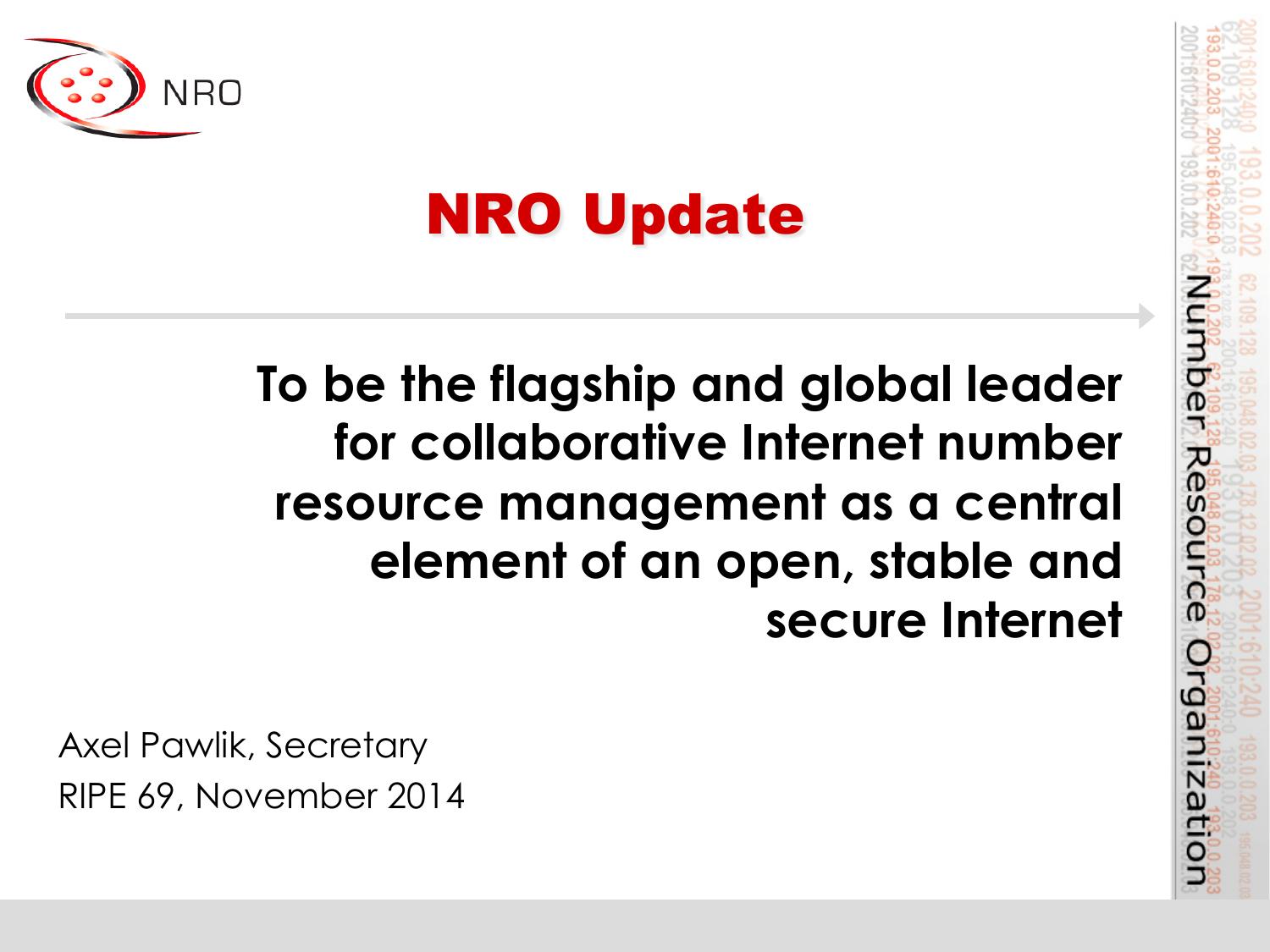NRO

# NRO Update

**To be the flagship and global leader for collaborative Internet number resource management as a central element of an open, stable and secure Internet**

Axel Pawlik, Secretary
RIPE 69, November 2014

Number Resource Organization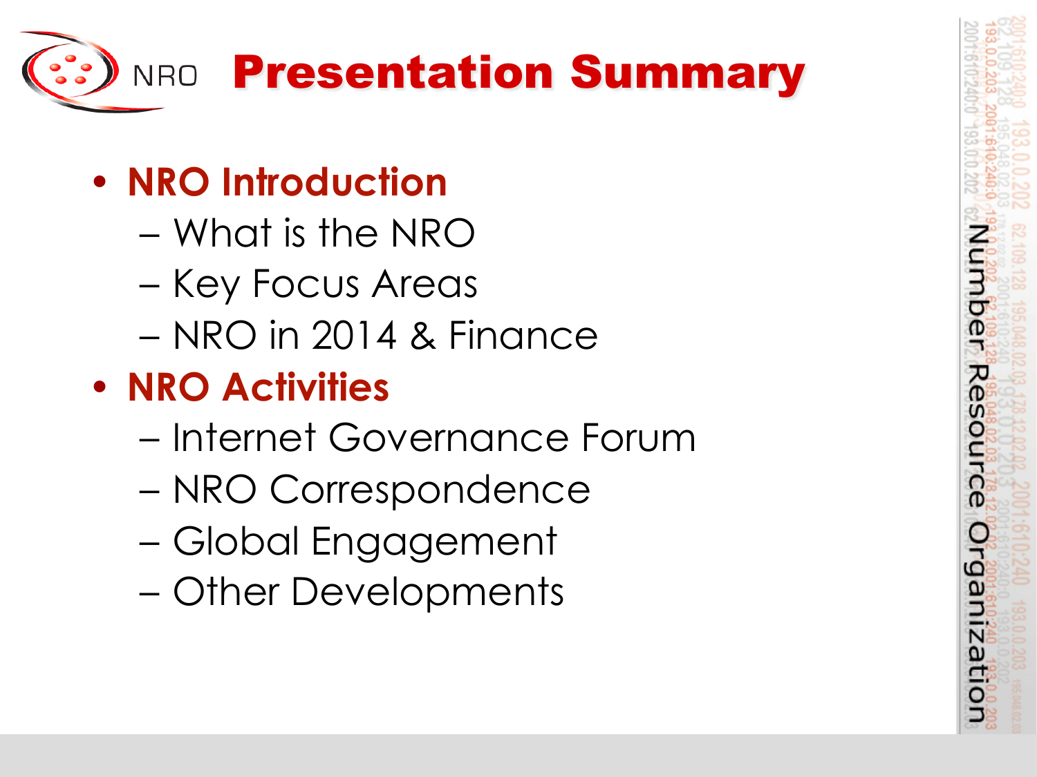# Presentation Summary

- **NRO Introduction**
  - What is the NRO
  - Key Focus Areas
  - NRO in 2014 & Finance
- **NRO Activities**
  - Internet Governance Forum
  - NRO Correspondence
  - Global Engagement
  - Other Developments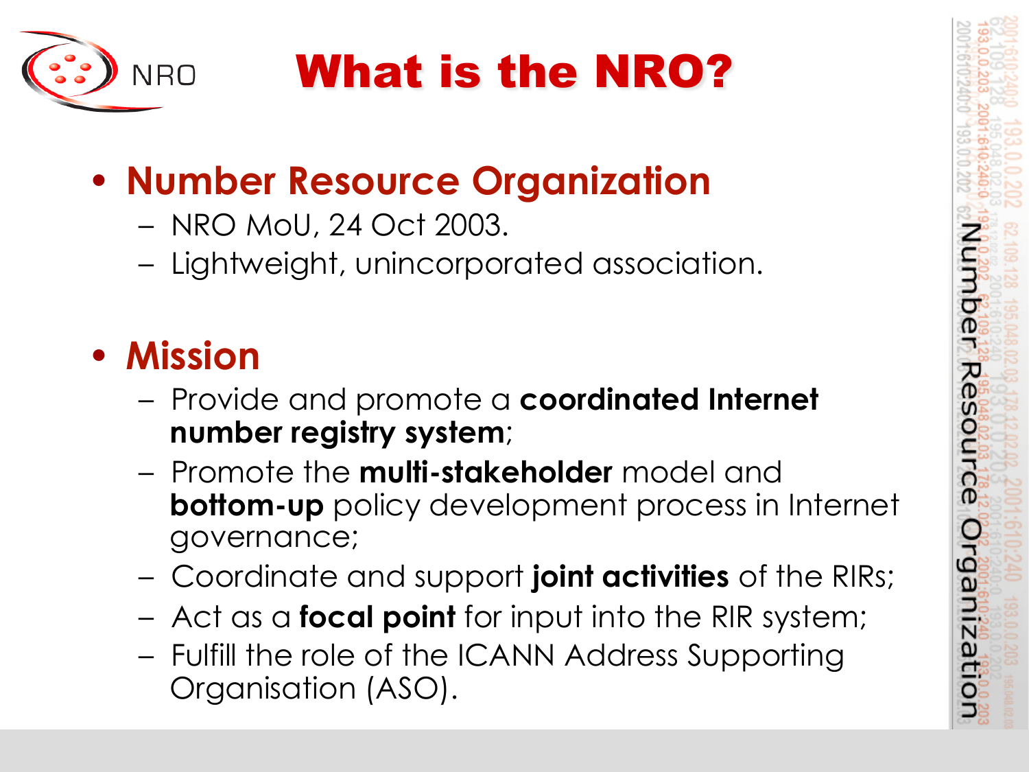# What is the NRO?

- **Number Resource Organization**
  - NRO MoU, 24 Oct 2003.
  - Lightweight, unincorporated association.

- **Mission**
  - Provide and promote a **coordinated Internet number registry system**;
  - Promote the **multi-stakeholder** model and **bottom-up** policy development process in Internet governance;
  - Coordinate and support **joint activities** of the RIRs;
  - Act as a **focal point** for input into the RIR system;
  - Fulfill the role of the ICANN Address Supporting Organisation (ASO).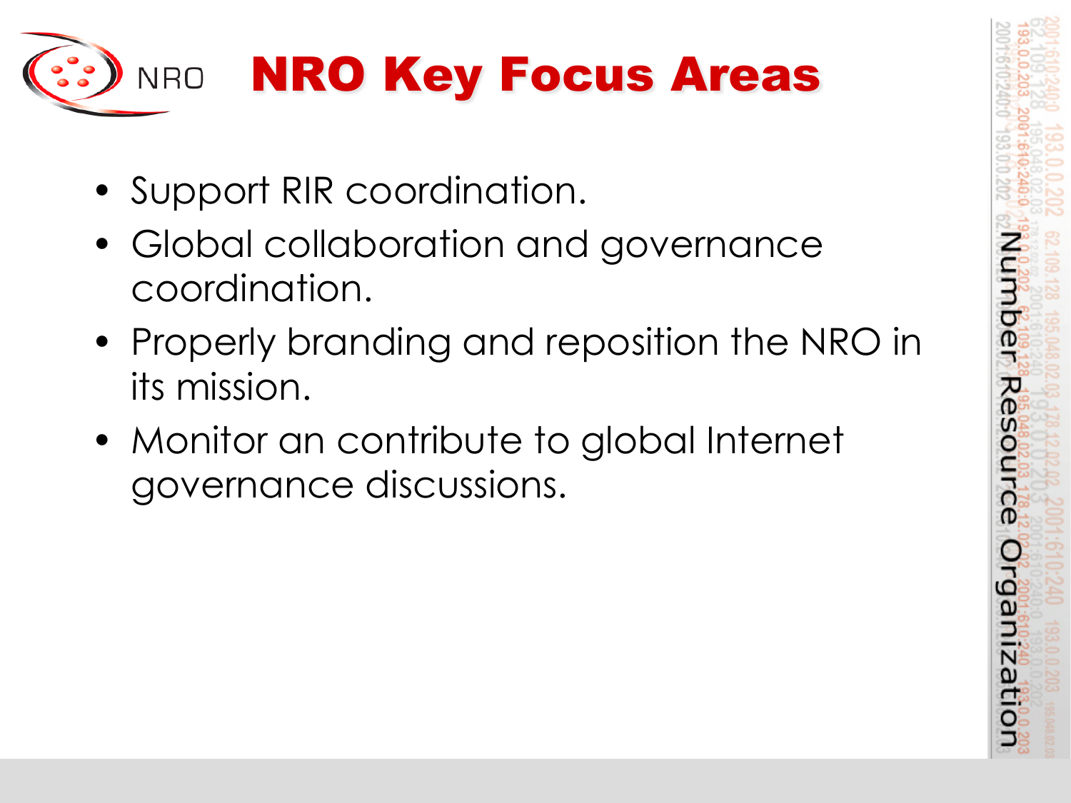# NRO Key Focus Areas

- Support RIR coordination.
- Global collaboration and governance coordination.
- Properly branding and reposition the NRO in its mission.
- Monitor an contribute to global Internet governance discussions.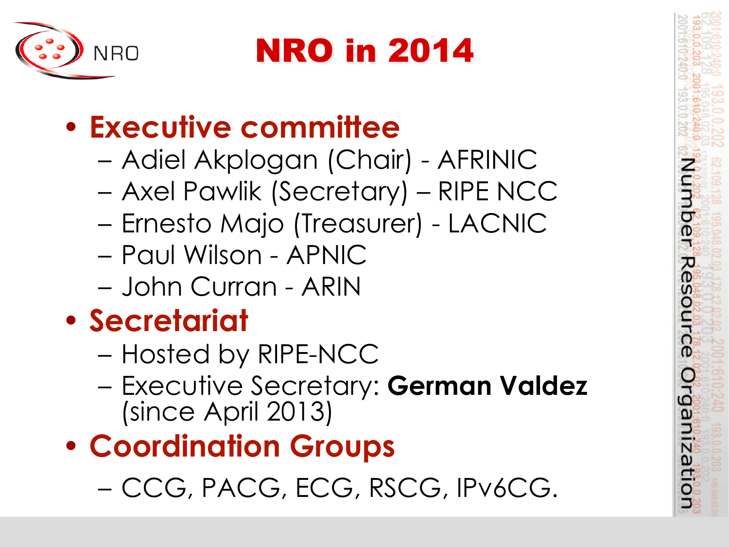# NRO in 2014

- **Executive committee**
  - Adiel Akplogan (Chair) - AFRINIC
  - Axel Pawlik (Secretary) – RIPE NCC
  - Ernesto Majo (Treasurer) - LACNIC
  - Paul Wilson - APNIC
  - John Curran - ARIN
- **Secretariat**
  - Hosted by RIPE-NCC
  - Executive Secretary: **German Valdez** (since April 2013)
- **Coordination Groups**
  - CCG, PACG, ECG, RSCG, IPv6CG.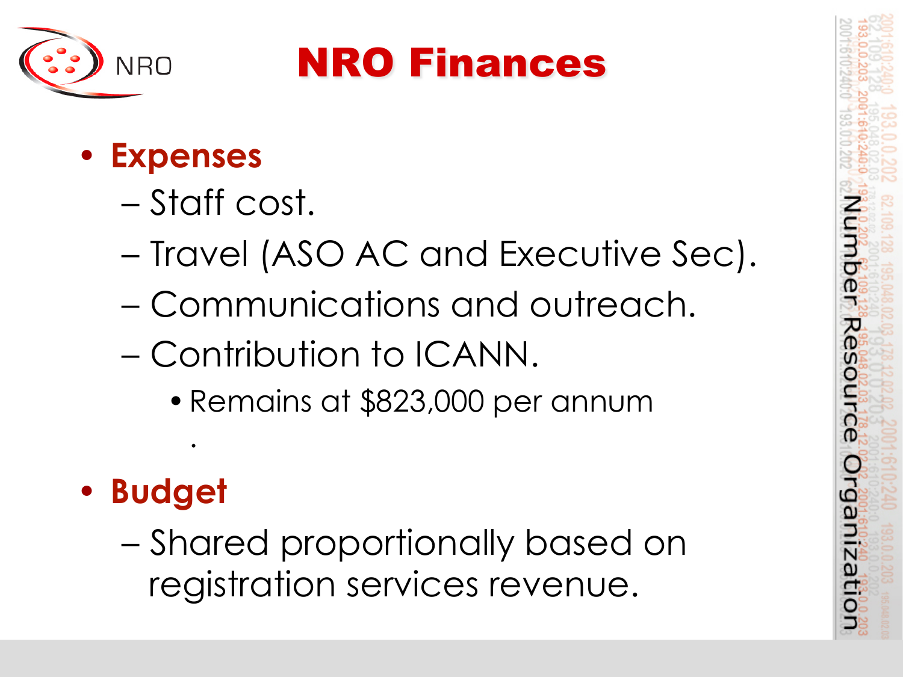# NRO Finances

- **Expenses**
  - Staff cost.
  - Travel (ASO AC and Executive Sec).
  - Communications and outreach.
  - Contribution to ICANN.
    - Remains at $823,000 per annum
- **Budget**
  - Shared proportionally based on registration services revenue.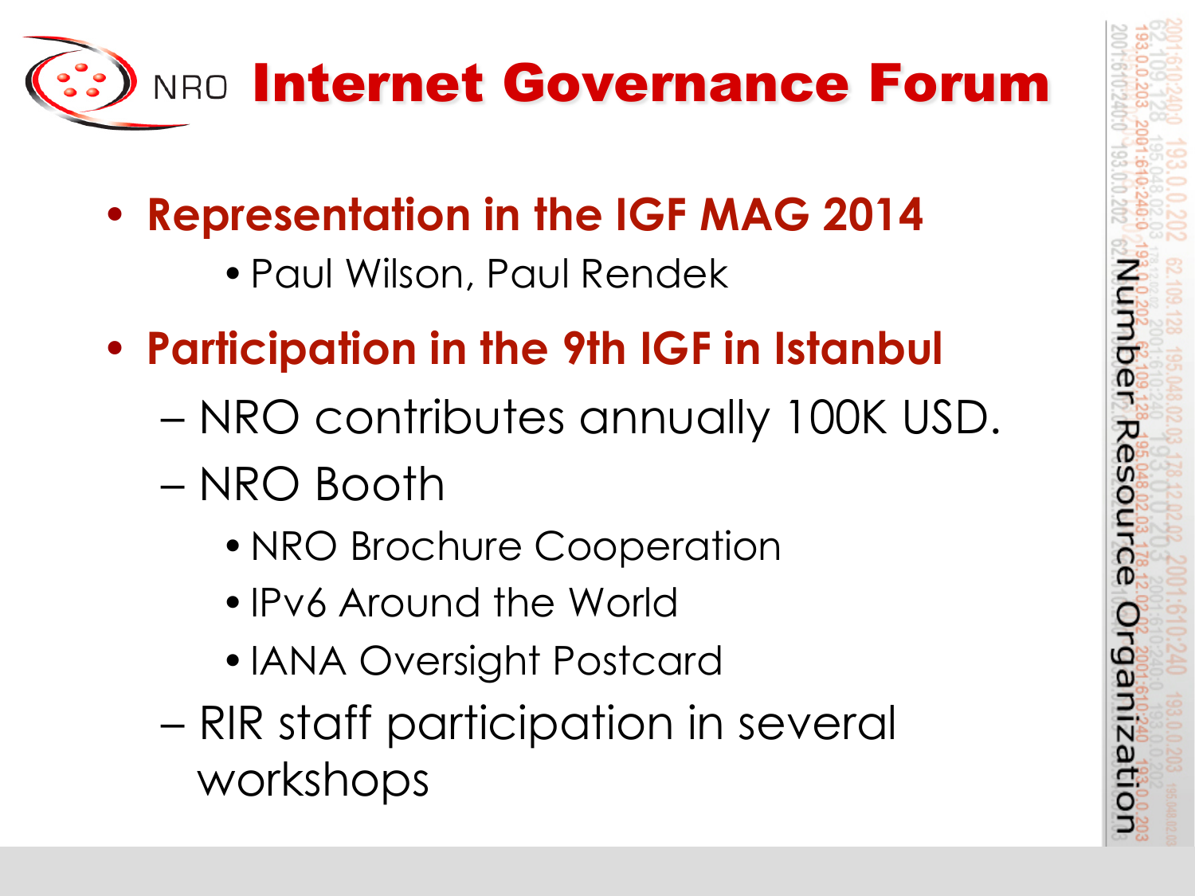# NRO Internet Governance Forum

- **Representation in the IGF MAG 2014**
  - Paul Wilson, Paul Rendek
- **Participation in the 9th IGF in Istanbul**
  - NRO contributes annually 100K USD.
  - NRO Booth
    - NRO Brochure Cooperation
    - IPv6 Around the World
    - IANA Oversight Postcard
  - RIR staff participation in several workshops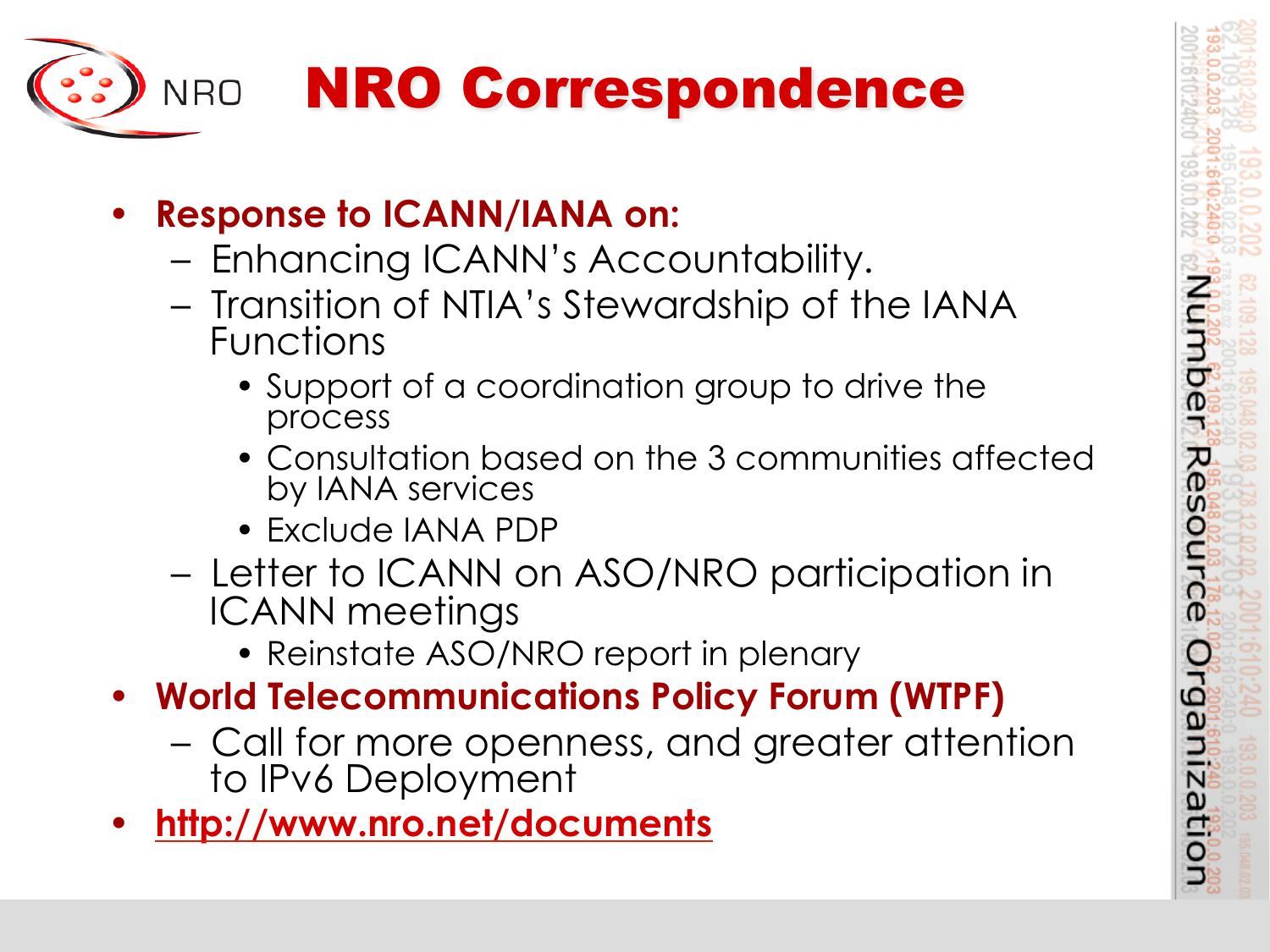# NRO Correspondence

- **Response to ICANN/IANA on:**
  - Enhancing ICANN's Accountability.
  - Transition of NTIA's Stewardship of the IANA Functions
    - Support of a coordination group to drive the process
    - Consultation based on the 3 communities affected by IANA services
    - Exclude IANA PDP
  - Letter to ICANN on ASO/NRO participation in ICANN meetings
    - Reinstate ASO/NRO report in plenary
- **World Telecommunications Policy Forum (WTPF)**
  - Call for more openness, and greater attention to IPv6 Deployment
- **http://www.nro.net/documents**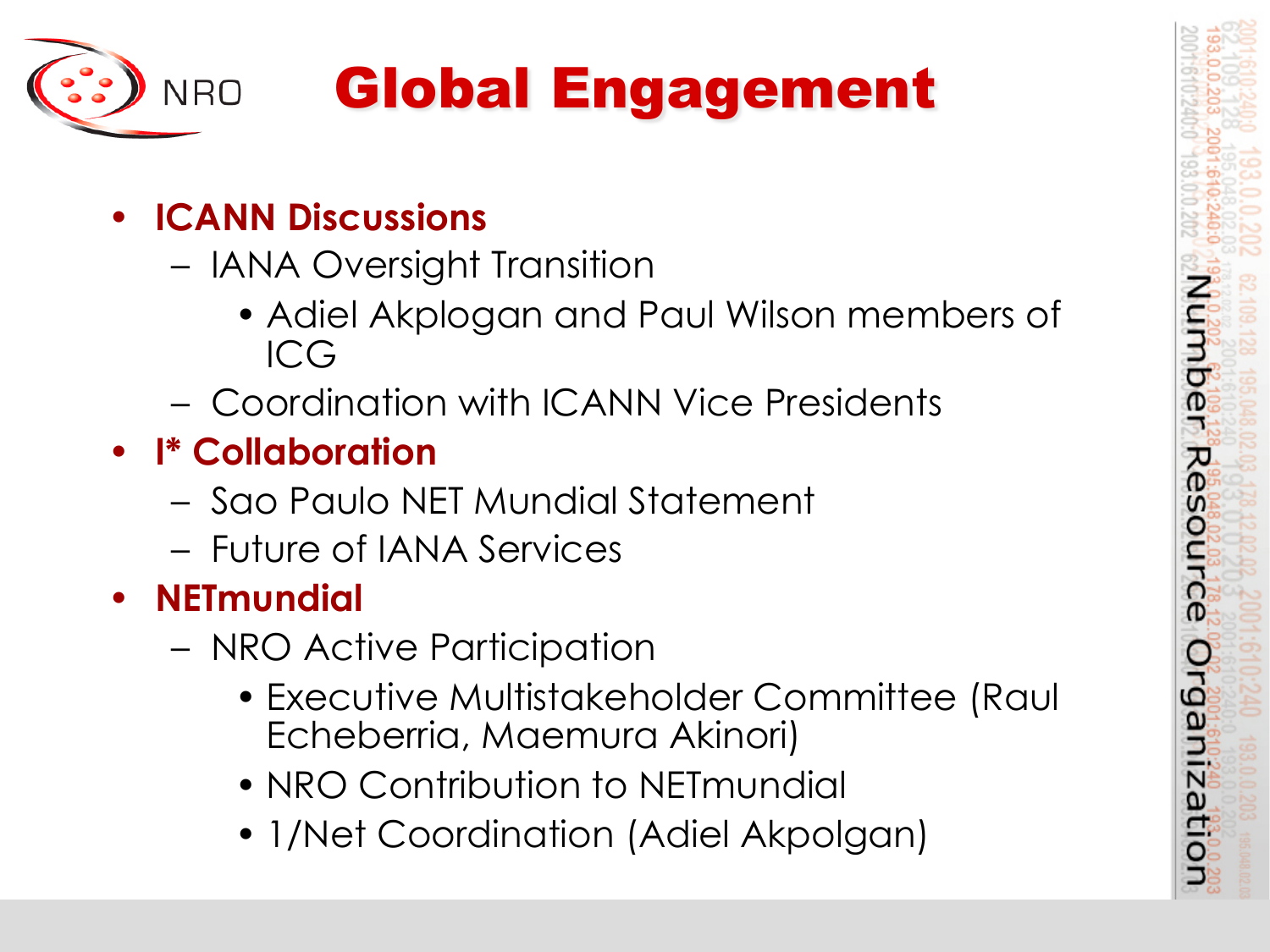# Global Engagement

- **ICANN Discussions**
  - IANA Oversight Transition
    - Adiel Akplogan and Paul Wilson members of ICG
  - Coordination with ICANN Vice Presidents
- **I* Collaboration**
  - Sao Paulo NET Mundial Statement
  - Future of IANA Services
- **NETmundial**
  - NRO Active Participation
    - Executive Multistakeholder Committee (Raul Echeberria, Maemura Akinori)
    - NRO Contribution to NETmundial
    - 1/Net Coordination (Adiel Akpolgan)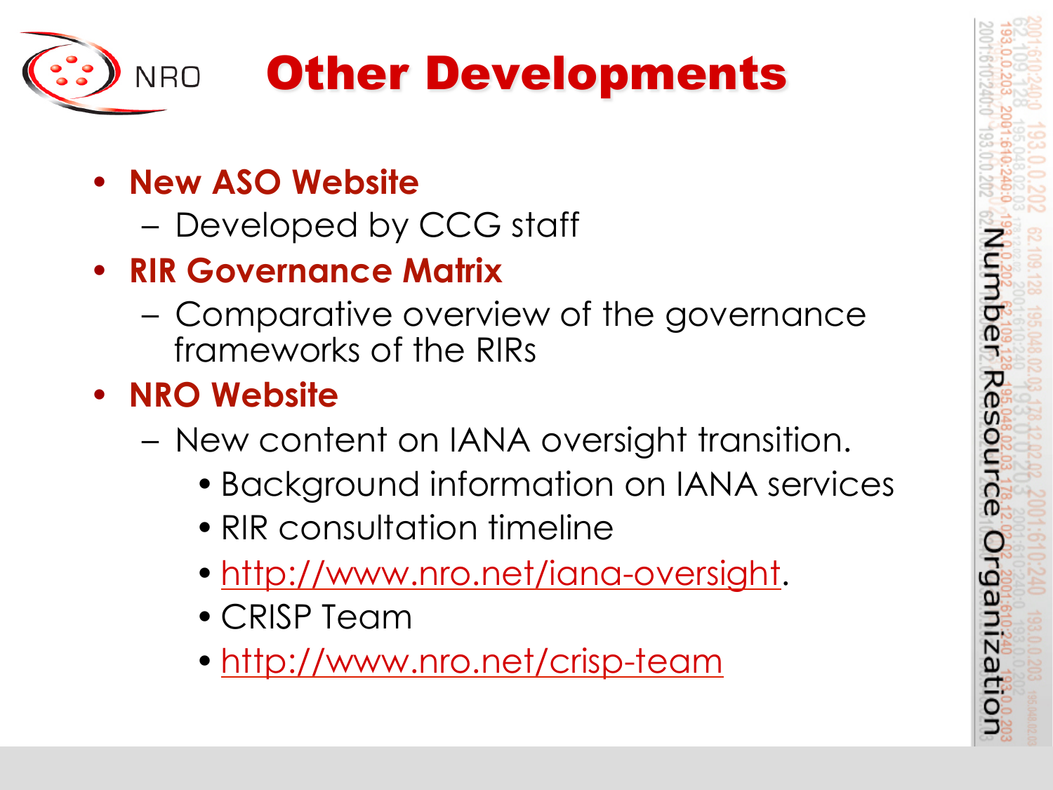# Other Developments

- **New ASO Website**
  - Developed by CCG staff
- **RIR Governance Matrix**
  - Comparative overview of the governance frameworks of the RIRs
- **NRO Website**
  - New content on IANA oversight transition.
    - Background information on IANA services
    - RIR consultation timeline
    - http://www.nro.net/iana-oversight.
    - CRISP Team
    - http://www.nro.net/crisp-team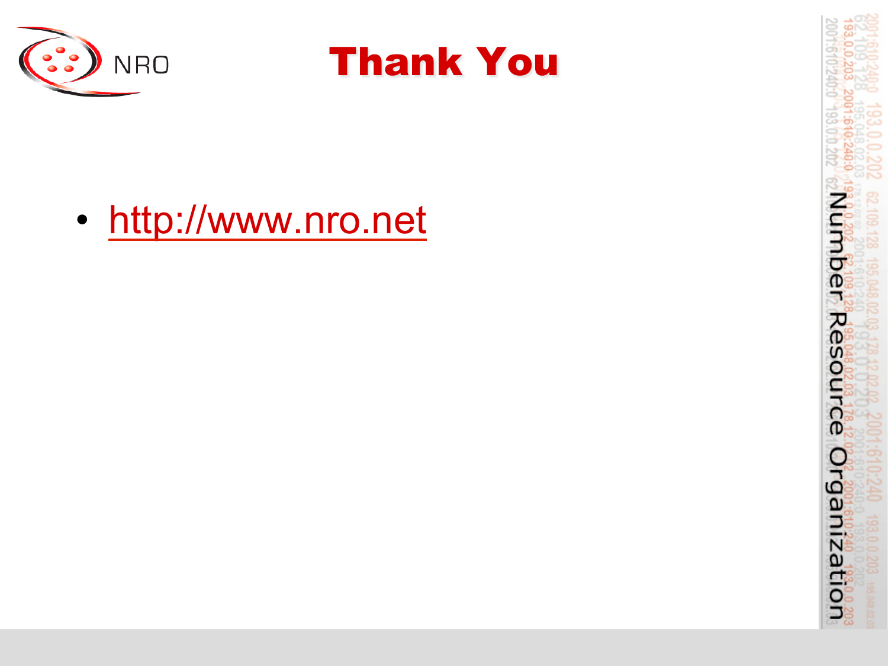# Thank You

- http://www.nro.net